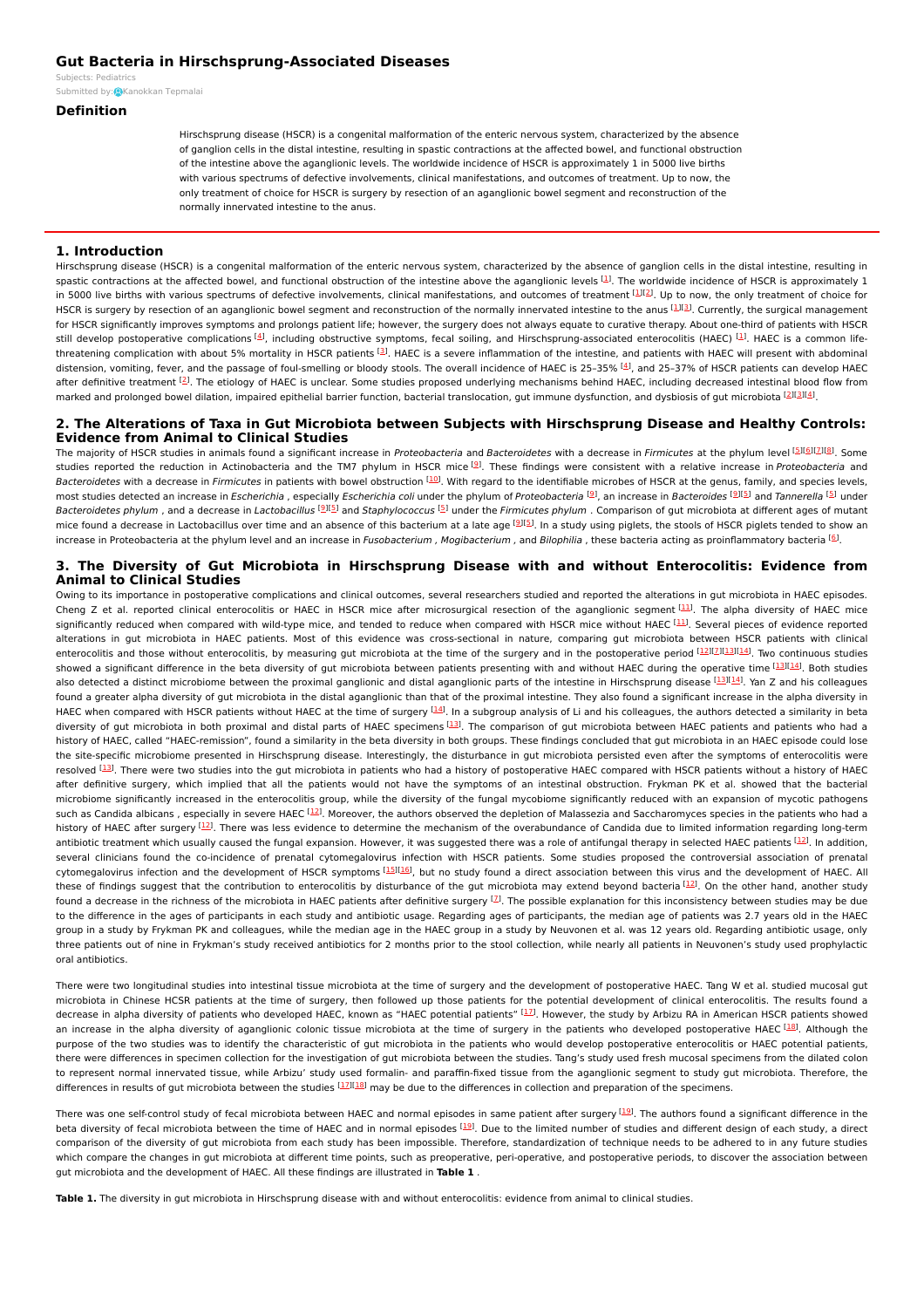# Gut Bacteria in Hirschsprung-Associated Diseases

Subjects: Pediatrics

Submitted by: Kanokkan Tepmalai

## Definition

Hirschsprung disease (HSCR) is a congenital malformation of the enteric nervous system, characterized by the absence of ganglion cells in the distal intestine, resulting in spastic contractions at the affected bowel, and functional obstruction of the intestine above the aganglionic levels. The worldwide incidence of HSCR is approximately 1 in 5000 live births with various spectrums of defective involvements, clinical manifestations, and outcomes of treatment. Up to now, the only treatment of choice for HSCR is surgery by resection of an aganglionic bowel segment and reconstruction of the normally innervated intestine to the anus.

## 1. Introduction

Hirschsprung disease (HSCR) is a congenital malformation of the enteric nervous system, characterized by the absence of ganglion cells in the distal intestine, resulting in spastic contractions at the affected bowel, and functional obstruction of the intestine above the aganglionic levels [1]. The worldwide incidence of HSCR is approximately 1 in 5000 live births with various spectrums of defective involvements, clinical manifestations, and outcomes of treatment [1][2]. Up to now, the only treatment of choice for HSCR is surgery by resection of an aganglionic bowel segment and reconstruction of the normally innervated intestine to the anus [1][3]. Currently, the surgical management for HSCR significantly improves symptoms and prolongs patient life; however, the surgery does not always equate to curative therapy. About one-third of patients with HSCR still develop postoperative complications [4], including obstructive symptoms, fecal soiling, and Hirschsprung-associated enterocolitis (HAEC) [1]. HAEC is a common life-threatening complication with about 5% mortality in HSCR patients [3]. HAEC is a severe inflammation of the intestine, and patients with HAEC will present with abdominal distension, vomiting, fever, and the passage of foul-smelling or bloody stools. The overall incidence of HAEC is 25–35% [4], and 25–37% of HSCR patients can develop HAEC after definitive treatment [2]. The etiology of HAEC is unclear. Some studies proposed underlying mechanisms behind HAEC, including decreased intestinal blood flow from marked and prolonged bowel dilation, impaired epithelial barrier function, bacterial translocation, gut immune dysfunction, and dysbiosis of gut microbiota [2][3][4].

## 2. The Alterations of Taxa in Gut Microbiota between Subjects with Hirschsprung Disease and Healthy Controls: Evidence from Animal to Clinical Studies

The majority of HSCR studies in animals found a significant increase in *Proteobacteria* and *Bacteroidetes* with a decrease in *Firmicutes* at the phylum level [5][6][7][8]. Some studies reported the reduction in Actinobacteria and the TM7 phylum in HSCR mice [8]. These findings were consistent with a relative increase in *Proteobacteria* and *Bacteroidetes* with a decrease in *Firmicutes* in patients with bowel obstruction [10]. With regard to the identifiable microbes of HSCR at the genus, family, and species levels, most studies detected an increase in *Escherichia* , especially *Escherichia coli* under the phylum of *Proteobacteria* [9], an increase in *Bacteroides* [9][5] and *Tannerella* [5] under *Bacteroidetes phylum* , and a decrease in *Lactobacillus* [9][5] and *Staphylococcus* [5] under the *Firmicutes phylum* . Comparison of gut microbiota at different ages of mutant mice found a decrease in Lactobacillus over time and an absence of this bacterium at a late age [9][5]. In a study using piglets, the stools of HSCR piglets tended to show an increase in Proteobacteria at the phylum level and an increase in *Fusobacterium* , *Mogibacterium* , and *Bilophilia* , these bacteria acting as proinflammatory bacteria [6].

## 3. The Diversity of Gut Microbiota in Hirschsprung Disease with and without Enterocolitis: Evidence from Animal to Clinical Studies

Owing to its importance in postoperative complications and clinical outcomes, several researchers studied and reported the alterations in gut microbiota in HAEC episodes. Cheng Z et al. reported clinical enterocolitis or HAEC in HSCR mice after microsurgical resection of the aganglionic segment [11]. The alpha diversity of HAEC mice significantly reduced when compared with wild-type mice, and tended to reduce when compared with HSCR mice without HAEC [11]. Several pieces of evidence reported alterations in gut microbiota in HAEC patients. Most of this evidence was cross-sectional in nature, comparing gut microbiota between HSCR patients with clinical enterocolitis and those without enterocolitis, by measuring gut microbiota at the time of the surgery and in the postoperative period [12][7][13][14]. Two continuous studies showed a significant difference in the beta diversity of gut microbiota between patients presenting with and without HAEC during the operative time [13][14]. Both studies also detected a distinct microbiome between the proximal ganglionic and distal aganglionic parts of the intestine in Hirschsprung disease [13][14]. Yan Z and his colleagues found a greater alpha diversity of gut microbiota in the distal aganglionic than that of the proximal intestine. They also found a significant increase in the alpha diversity in HAEC when compared with HSCR patients without HAEC at the time of surgery [14]. In a subgroup analysis of Li and his colleagues, the authors detected a similarity in beta diversity of gut microbiota in both proximal and distal parts of HAEC specimens [13]. The comparison of gut microbiota between HAEC patients and patients who had a history of HAEC, called "HAEC-remission", found a similarity in the beta diversity in both groups. These findings concluded that gut microbiota in an HAEC episode could lose the site-specific microbiome presented in Hirschsprung disease. Interestingly, the disturbance in gut microbiota persisted even after the symptoms of enterocolitis were resolved [13]. There were two studies into the gut microbiota in patients who had a history of postoperative HAEC compared with HSCR patients without a history of HAEC after definitive surgery, which implied that all the patients would not have the symptoms of an intestinal obstruction. Frykman PK et al. showed that the bacterial microbiome significantly increased in the enterocolitis group, while the diversity of the fungal mycobiome significantly reduced with an expansion of mycotic pathogens such as Candida albicans , especially in severe HAEC [12]. Moreover, the authors observed the depletion of Malassezia and Saccharomyces species in the patients who had a history of HAEC after surgery [12]. There was less evidence to determine the mechanism of the overabundance of Candida due to limited information regarding long-term antibiotic treatment which usually caused the fungal expansion. However, it was suggested there was a role of antifungal therapy in selected HAEC patients [12]. In addition, several clinicians found the co-incidence of prenatal cytomegalovirus infection with HSCR patients. Some studies proposed the controversial association of prenatal cytomegalovirus infection and the development of HSCR symptoms [15][16], but no study found a direct association between this virus and the development of HAEC. All these of findings suggest that the contribution to enterocolitis by disturbance of the gut microbiota may extend beyond bacteria [12]. On the other hand, another study found a decrease in the richness of the microbiota in HAEC patients after definitive surgery [7]. The possible explanation for this inconsistency between studies may be due to the difference in the ages of participants in each study and antibiotic usage. Regarding ages of participants, the median age of patients was 2.7 years old in the HAEC group in a study by Frykman PK and colleagues, while the median age in the HAEC group in a study by Neuvonen et al. was 12 years old. Regarding antibiotic usage, only three patients out of nine in Frykman's study received antibiotics for 2 months prior to the stool collection, while nearly all patients in Neuvonen's study used prophylactic oral antibiotics.

There were two longitudinal studies into intestinal tissue microbiota at the time of surgery and the development of postoperative HAEC. Tang W et al. studied mucosal gut microbiota in Chinese HCSR patients at the time of surgery, then followed up those patients for the potential development of clinical enterocolitis. The results found a decrease in alpha diversity of patients who developed HAEC, known as "HAEC potential patients" [17]. However, the study by Arbizu RA in American HSCR patients showed an increase in the alpha diversity of aganglionic colonic tissue microbiota at the time of surgery in the patients who developed postoperative HAEC [18]. Although the purpose of the two studies was to identify the characteristic of gut microbiota in the patients who would develop postoperative enterocolitis or HAEC potential patients, there were differences in specimen collection for the investigation of gut microbiota between the studies. Tang's study used fresh mucosal specimens from the dilated colon to represent normal innervated tissue, while Arbizu' study used formalin- and paraffin-fixed tissue from the aganglionic segment to study gut microbiota. Therefore, the differences in results of gut microbiota between the studies [17][18] may be due to the differences in collection and preparation of the specimens.

There was one self-control study of fecal microbiota between HAEC and normal episodes in same patient after surgery [19]. The authors found a significant difference in the beta diversity of fecal microbiota between the time of HAEC and in normal episodes [19]. Due to the limited number of studies and different design of each study, a direct comparison of the diversity of gut microbiota from each study has been impossible. Therefore, standardization of technique needs to be adhered to in any future studies which compare the changes in gut microbiota at different time points, such as preoperative, peri-operative, and postoperative periods, to discover the association between gut microbiota and the development of HAEC. All these findings are illustrated in **Table 1** .

**Table 1.** The diversity in gut microbiota in Hirschsprung disease with and without enterocolitis: evidence from animal to clinical studies.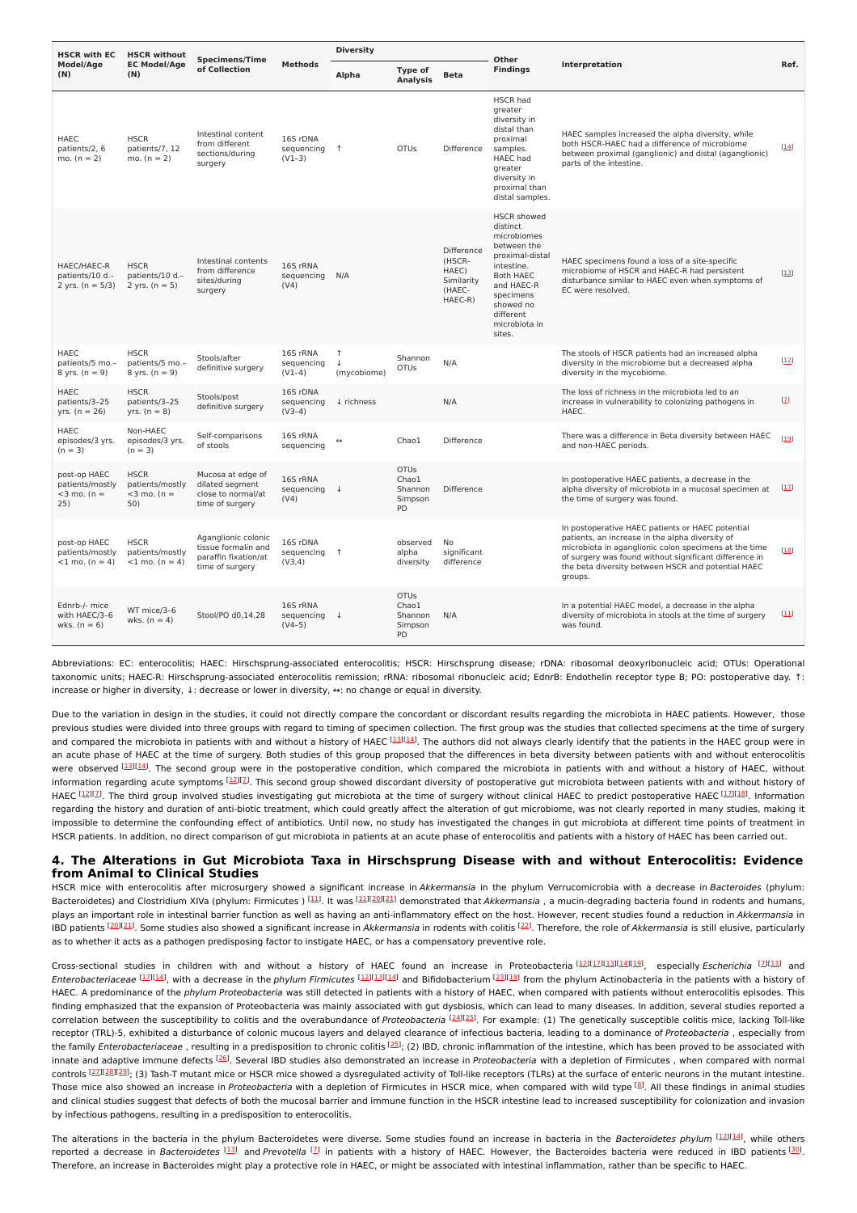| HSCR with EC Model/Age (N) | HSCR without EC Model/Age (N) | Specimens/Time of Collection | Methods | Diversity | | | Other Findings | Interpretation | Ref. |
|---|---|---|---|---|---|---|---|---|---|
| | | | | Alpha | Type of Analysis | Beta | | | |
| HAEC patients/2, 6 mo. (n = 2) | HSCR patients/7, 12 mo. (n = 2) | Intestinal content from different sections/during surgery | 16S rDNA sequencing (V1–3) | ↑ | OTUs | Difference | HSCR had greater diversity in distal than proximal samples. HAEC had greater diversity in proximal than distal samples. | HAEC samples increased the alpha diversity, while both HSCR-HAEC had a difference of microbiome between proximal (ganglionic) and distal (aganglionic) parts of the intestine. | [14] |
| HAEC/HAEC-R patients/10 d.–2 yrs. (n = 5/3) | HSCR patients/10 d.–2 yrs. (n = 5) | Intestinal contents from difference sites/during surgery | 16S rRNA sequencing (V4) | N/A | | Difference (HSCR-HAEC) Similarity (HAEC-HAEC-R) | HSCR showed distinct microbiomes between the proximal-distal intestine. Both HAEC and HAEC-R specimens showed no different microbiota in sites. | HAEC specimens found a loss of a site-specific microbiome of HSCR and HAEC-R had persistent disturbance similar to HAEC even when symptoms of EC were resolved. | [13] |
| HAEC patients/5 mo.–8 yrs. (n = 9) | HSCR patients/5 mo.–8 yrs. (n = 9) | Stools/after definitive surgery | 16S rRNA sequencing (V1–4) | ↑ ↓ (mycobiome) | Shannon OTUs | N/A | | The stools of HSCR patients had an increased alpha diversity in the microbiome but a decreased alpha diversity in the mycobiome. | [12] |
| HAEC patients/3–25 yrs. (n = 26) | HSCR patients/3–25 yrs. (n = 8) | Stools/post definitive surgery | 16S rDNA sequencing (V3–4) | ↓ richness | | N/A | | The loss of richness in the microbiota led to an increase in vulnerability to colonizing pathogens in HAEC. | [7] |
| HAEC episodes/3 yrs. (n = 3) | Non-HAEC episodes/3 yrs. (n = 3) | Self-comparisons of stools | 16S rRNA sequencing | ↔ | Chao1 | Difference | | There was a difference in Beta diversity between HAEC and non-HAEC periods. | [19] |
| post-op HAEC patients/mostly <3 mo. (n = 25) | HSCR patients/mostly <3 mo. (n = 50) | Mucosa at edge of dilated segment close to normal/at time of surgery | 16S rRNA sequencing (V4) | ↓ | OTUs Chao1 Shannon Simpson PD | Difference | | In postoperative HAEC patients, a decrease in the alpha diversity of microbiota in a mucosal specimen at the time of surgery was found. | [17] |
| post-op HAEC patients/mostly <1 mo. (n = 4) | HSCR patients/mostly <1 mo. (n = 4) | Aganglionic colonic tissue formalin and paraffin fixation/at time of surgery | 16S rDNA sequencing (V3,4) | ↑ | observed alpha diversity | No significant difference | | In postoperative HAEC patients or HAEC potential patients, an increase in the alpha diversity of microbiota in aganglionic colon specimens at the time of surgery was found without significant difference in the beta diversity between HSCR and potential HAEC groups. | [18] |
| Ednrb-/- mice with HAEC/3–6 wks. (n = 6) | WT mice/3–6 wks. (n = 4) | Stool/PO d0,14,28 | 16S rRNA sequencing (V4–5) | ↓ | OTUs Chao1 Shannon Simpson PD | N/A | | In a potential HAEC model, a decrease in the alpha diversity of microbiota in stools at the time of surgery was found. | [11] |

Abbreviations: EC: enterocolitis; HAEC: Hirschsprung-associated enterocolitis; HSCR: Hirschsprung disease; rDNA: ribosomal deoxyribonucleic acid; OTUs: Operational taxonomic units; HAEC-R: Hirschsprung-associated enterocolitis remission; rRNA: ribosomal ribonucleic acid; EdnrB: Endothelin receptor type B; PO: postoperative day. ↑: increase or higher in diversity, ↓: decrease or lower in diversity, ↔: no change or equal in diversity.

Due to the variation in design in the studies, it could not directly compare the concordant or discordant results regarding the microbiota in HAEC patients. However, those previous studies were divided into three groups with regard to timing of specimen collection. The first group was the studies that collected specimens at the time of surgery and compared the microbiota in patients with and without a history of HAEC [13][14]. The authors did not always clearly identify that the patients in the HAEC group were in an acute phase of HAEC at the time of surgery. Both studies of this group proposed that the differences in beta diversity between patients with and without enterocolitis were observed [13][14]. The second group were in the postoperative condition, which compared the microbiota in patients with and without a history of HAEC, without information regarding acute symptoms [12][7]. This second group showed discordant diversity of postoperative gut microbiota between patients with and without history of HAEC [12][7]. The third group involved studies investigating gut microbiota at the time of surgery without clinical HAEC to predict postoperative HAEC [17][18]. Information regarding the history and duration of anti-biotic treatment, which could greatly affect the alteration of gut microbiome, was not clearly reported in many studies, making it impossible to determine the confounding effect of antibiotics. Until now, no study has investigated the changes in gut microbiota at different time points of treatment in HSCR patients. In addition, no direct comparison of gut microbiota in patients at an acute phase of enterocolitis and patients with a history of HAEC has been carried out.

## 4. The Alterations in Gut Microbiota Taxa in Hirschsprung Disease with and without Enterocolitis: Evidence from Animal to Clinical Studies

HSCR mice with enterocolitis after microsurgery showed a significant increase in *Akkermansia* in the phylum Verrucomicrobia with a decrease in *Bacteroides* (phylum: Bacteroidetes) and Clostridium XIVa (phylum: Firmicutes ) [11]. It was [11][20][21] demonstrated that *Akkermansia* , a mucin-degrading bacteria found in rodents and humans, plays an important role in intestinal barrier function as well as having an anti-inflammatory effect on the host. However, recent studies found a reduction in *Akkermansia* in IBD patients [20][21]. Some studies also showed a significant increase in *Akkermansia* in rodents with colitis [22]. Therefore, the role of *Akkermansia* is still elusive, particularly as to whether it acts as a pathogen predisposing factor to instigate HAEC, or has a compensatory preventive role.

Cross-sectional studies in children with and without a history of HAEC found an increase in Proteobacteria [12][17][13][14][19], especially *Escherichia* [7][13] and *Enterobacteriaceae* [17][14], with a decrease in the *phylum Firmicutes* [12][13][14] and Bifidobacterium [23][19] from the phylum Actinobacteria in the patients with a history of HAEC. A predominance of the *phylum Proteobacteria* was still detected in patients with a history of HAEC, when compared with patients without enterocolitis episodes. This finding emphasized that the expansion of Proteobacteria was mainly associated with gut dysbiosis, which can lead to many diseases. In addition, several studies reported a correlation between the susceptibility to colitis and the overabundance of *Proteobacteria* [24][25]. For example: (1) The genetically susceptible colitis mice, lacking Toll-like receptor (TRL)-5, exhibited a disturbance of colonic mucous layers and delayed clearance of infectious bacteria, leading to a dominance of *Proteobacteria* , especially from the family *Enterobacteriaceae* , resulting in a predisposition to chronic colitis [25]; (2) IBD, chronic inflammation of the intestine, which has been proved to be associated with innate and adaptive immune defects [26]. Several IBD studies also demonstrated an increase in *Proteobacteria* with a depletion of Firmicutes , when compared with normal controls [27][28][29]; (3) Tash-T mutant mice or HSCR mice showed a dysregulated activity of Toll-like receptors (TLRs) at the surface of enteric neurons in the mutant intestine. Those mice also showed an increase in *Proteobacteria* with a depletion of Firmicutes in HSCR mice, when compared with wild type [8]. All these findings in animal studies and clinical studies suggest that defects of both the mucosal barrier and immune function in the HSCR intestine lead to increased susceptibility for colonization and invasion by infectious pathogens, resulting in a predisposition to enterocolitis.

The alterations in the bacteria in the phylum Bacteroidetes were diverse. Some studies found an increase in bacteria in the *Bacteroidetes phylum* [12][14], while others reported a decrease in *Bacteroidetes* [13] and *Prevotella* [7] in patients with a history of HAEC. However, the Bacteroides bacteria were reduced in IBD patients [30]. Therefore, an increase in Bacteroides might play a protective role in HAEC, or might be associated with intestinal inflammation, rather than be specific to HAEC.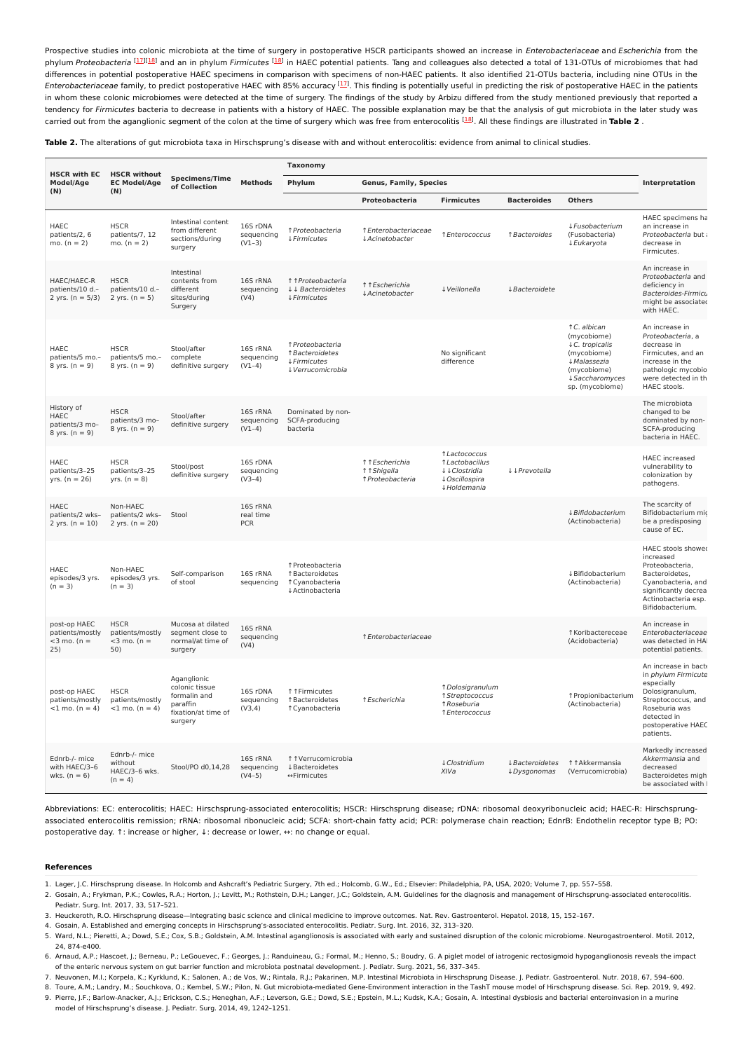Prospective studies into colonic microbiota at the time of surgery in postoperative HSCR participants showed an increase in *Enterobacteriaceae* and *Escherichia* from the phylum *Proteobacteria* [17][18] and an in phylum *Firmicutes* [18] in HAEC potential patients. Tang and colleagues also detected a total of 131-OTUs of microbiomes that had differences in potential postoperative HAEC specimens in comparison with specimens of non-HAEC patients. It also identified 21-OTUs bacteria, including nine OTUs in the *Enterobacteriaceae* family, to predict postoperative HAEC with 85% accuracy [17]. This finding is potentially useful in predicting the risk of postoperative HAEC in the patients in whom these colonic microbiomes were detected at the time of surgery. The findings of the study by Arbizu differed from the study mentioned previously that reported a tendency for *Firmicutes* bacteria to decrease in patients with a history of HAEC. The possible explanation may be that the analysis of gut microbiota in the later study was carried out from the aganglionic segment of the colon at the time of surgery which was free from enterocolitis [18]. All these findings are illustrated in **Table 2** .

**Table 2.** The alterations of gut microbiota taxa in Hirschsprung's disease with and without enterocolitis: evidence from animal to clinical studies.

| HSCR with EC Model/Age (N) | HSCR without EC Model/Age (N) | Specimens/Time of Collection | Methods | Taxonomy | | | | | Interpretation |
|---|---|---|---|---|---|---|---|---|---|
| | | | | Phylum | Genus, Family, Species | | | | |
| | | | | | Proteobacteria | Firmicutes | Bacteroides | Others | |
| HAEC patients/2, 6 mo. (n = 2) | HSCR patients/7, 12 mo. (n = 2) | Intestinal content from different sections/during surgery | 16S rDNA sequencing (V1–3) | ↑*Proteobacteria* ↓*Firmicutes* | ↑*Enterobacteriaceae* ↓*Acinetobacter* | ↑*Enterococcus* | ↑*Bacteroides* | ↓*Fusobacterium* (Fusobacteria) ↓*Eukaryota* | HAEC specimens ha an increase in *Proteobacteria* but a decrease in Firmicutes. |
| HAEC/HAEC-R patients/10 d.–2 yrs. (n = 5/3) | HSCR patients/10 d.–2 yrs. (n = 5) | Intestinal contents from different sites/during Surgery | 16S rRNA sequencing (V4) | ↑↑*Proteobacteria* ↓↓ *Bacteroidetes* ↓*Firmicutes* | ↑↑*Escherichia* ↓*Acinetobacter* | ↓*Veillonella* | ↓*Bacteroidete* | | An increase in *Proteobacteria* and deficiency in *Bacteroides-Firmicu* might be associated with HAEC. |
| HAEC patients/5 mo.–8 yrs. (n = 9) | HSCR patients/5 mo.–8 yrs. (n = 9) | Stool/after complete definitive surgery | 16S rRNA sequencing (V1–4) | ↑*Proteobacteria* ↑*Bacteroidetes* ↓*Firmicutes* ↓*Verrucomicrobia* | | No significant difference | | ↑*C. albican* (mycobiome) ↓*C. tropicalis* (mycobiome) ↓*Malassezia* (mycobiome) ↓*Saccharomyces* sp. (mycobiome) | An increase in *Proteobacteria*, a decrease in Firmicutes, and an increase in the pathologic mycobio were detected in th HAEC stools. |
| History of HAEC patients/3 mo–8 yrs. (n = 9) | HSCR patients/3 mo–8 yrs. (n = 9) | Stool/after definitive surgery | 16S rRNA sequencing (V1–4) | Dominated by non-SCFA-producing bacteria | | | | | The microbiota changed to be dominated by non-SCFA-producing bacteria in HAEC. |
| HAEC patients/3–25 yrs. (n = 26) | HSCR patients/3–25 yrs. (n = 8) | Stool/post definitive surgery | 16S rDNA sequencing (V3–4) | | ↑↑*Escherichia* ↑↑*Shigella* ↑*Proteobacteria* | ↑*Lactococcus* ↑*Lactobacillus* ↓↓*Clostridia* ↓*Oscillospira* ↓*Holdemania* | ↓↓*Prevotella* | | HAEC increased vulnerability to colonization by pathogens. |
| HAEC patients/2 wks–2 yrs. (n = 10) | Non-HAEC patients/2 wks–2 yrs. (n = 20) | Stool | 16S rRNA real time PCR | | | | | ↓*Bifidobacterium* (Actinobacteria) | The scarcity of Bifidobacterium mig be a predisposing cause of EC. |
| HAEC episodes/3 yrs. (n = 3) | Non-HAEC episodes/3 yrs. (n = 3) | Self-comparison of stool | 16S rRNA sequencing | ↑Proteobacteria ↑Bacteroidetes ↑Cyanobacteria ↓Actinobacteria | | | | ↓Bifidobacterium (Actinobacteria) | HAEC stools showe increased Proteobacteria, Bacteroidetes, Cyanobacteria, and significantly decrea Actinobacteria esp. Bifidobacterium. |
| post-op HAEC patients/mostly <3 mo. (n = 25) | HSCR patients/mostly <3 mo. (n = 50) | Mucosa at dilated segment close to normal/at time of surgery | 16S rRNA sequencing (V4) | | ↑*Enterobacteriaceae* | | | ↑Koribactereceae (Acidobacteria) | An increase in *Enterobacteriaceae* was detected in HA potential patients. |
| post-op HAEC patients/mostly <1 mo. (n = 4) | HSCR patients/mostly <1 mo. (n = 4) | Aganglionic colonic tissue formalin and paraffin fixation/at time of surgery | 16S rDNA sequencing (V3,4) | ↑↑Firmicutes ↑Bacteroidetes ↑Cyanobacteria | ↑*Escherichia* | ↑*Dolosigranulum* ↑*Streptococcus* ↑*Roseburia* ↑*Enterococcus* | | ↑Propionibacterium (Actinobacteria) | An increase in bacte in *phylum Firmicute* especially Dolosigranulum, Streptococcus, and Roseburia was detected in postoperative HAEC patients. |
| Ednrb-/- mice with HAEC/3–6 wks. (n = 6) | Ednrb-/- mice without HAEC/3–6 wks. (n = 4) | Stool/PO d0,14,28 | 16S rRNA sequencing (V4–5) | ↑↑Verrucomicrobia ↓Bacteroidetes ↔Firmicutes | | ↓*Clostridium XIVa* | ↓*Bacteroidetes* ↓*Dysgonomas* | ↑↑Akkermansia (Verrucomicrobia) | Markedly increased *Akkermansia* and decreased Bacteroidetes migh be associated with |

Abbreviations: EC: enterocolitis; HAEC: Hirschsprung-associated enterocolitis; HSCR: Hirschsprung disease; rDNA: ribosomal deoxyribonucleic acid; HAEC-R: Hirschsprung-associated enterocolitis remission; rRNA: ribosomal ribonucleic acid; SCFA: short-chain fatty acid; PCR: polymerase chain reaction; EdnrB: Endothelin receptor type B; PO: postoperative day. ↑: increase or higher, ↓: decrease or lower, ↔: no change or equal.

## References

1. Lager, J.C. Hirschsprung disease. In Holcomb and Ashcraft's Pediatric Surgery, 7th ed.; Holcomb, G.W., Ed.; Elsevier: Philadelphia, PA, USA, 2020; Volume 7, pp. 557–558.
2. Gosain, A.; Frykman, P.K.; Cowles, R.A.; Horton, J.; Levitt, M.; Rothstein, D.H.; Langer, J.C.; Goldstein, A.M. Guidelines for the diagnosis and management of Hirschsprung-associated enterocolitis. Pediatr. Surg. Int. 2017, 33, 517–521.
3. Heuckeroth, R.O. Hirschsprung disease—Integrating basic science and clinical medicine to improve outcomes. Nat. Rev. Gastroenterol. Hepatol. 2018, 15, 152–167.
4. Gosain, A. Established and emerging concepts in Hirschsprung's-associated enterocolitis. Pediatr. Surg. Int. 2016, 32, 313–320.
5. Ward, N.L.; Pieretti, A.; Dowd, S.E.; Cox, S.B.; Goldstein, A.M. Intestinal aganglionosis is associated with early and sustained disruption of the colonic microbiome. Neurogastroenterol. Motil. 2012, 24, 874-e400.
6. Arnaud, A.P.; Hascoet, J.; Berneau, P.; LeGouevec, F.; Georges, J.; Randuineau, G.; Formal, M.; Henno, S.; Boudry, G. A piglet model of iatrogenic rectosigmoid hypoganglionosis reveals the impact of the enteric nervous system on gut barrier function and microbiota postnatal development. J. Pediatr. Surg. 2021, 56, 337–345.
7. Neuvonen, M.I.; Korpela, K.; Kyrklund, K.; Salonen, A.; de Vos, W.; Rintala, R.J.; Pakarinen, M.P. Intestinal Microbiota in Hirschsprung Disease. J. Pediatr. Gastroenterol. Nutr. 2018, 67, 594–600.
8. Toure, A.M.; Landry, M.; Souchkova, O.; Kembel, S.W.; Pilon, N. Gut microbiota-mediated Gene-Environment interaction in the TashT mouse model of Hirschsprung disease. Sci. Rep. 2019, 9, 492.
9. Pierre, J.F.; Barlow-Anacker, A.J.; Erickson, C.S.; Heneghan, A.F.; Leverson, G.E.; Dowd, S.E.; Epstein, M.L.; Kudsk, K.A.; Gosain, A. Intestinal dysbiosis and bacterial enteroinvasion in a murine model of Hirschsprung's disease. J. Pediatr. Surg. 2014, 49, 1242–1251.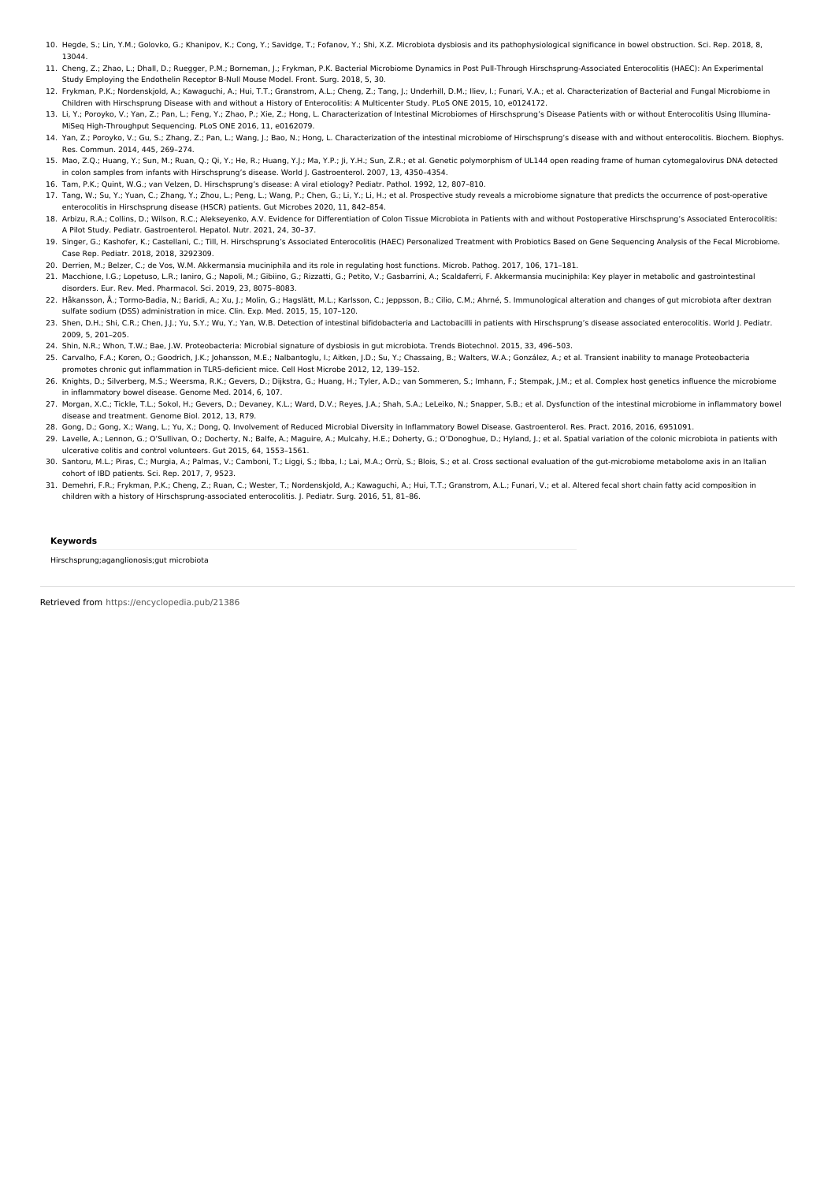10. Hegde, S.; Lin, Y.M.; Golovko, G.; Khanipov, K.; Cong, Y.; Savidge, T.; Fofanov, Y.; Shi, X.Z. Microbiota dysbiosis and its pathophysiological significance in bowel obstruction. Sci. Rep. 2018, 8, 13044.
11. Cheng, Z.; Zhao, L.; Dhall, D.; Ruegger, P.M.; Borneman, J.; Frykman, P.K. Bacterial Microbiome Dynamics in Post Pull-Through Hirschsprung-Associated Enterocolitis (HAEC): An Experimental Study Employing the Endothelin Receptor B-Null Mouse Model. Front. Surg. 2018, 5, 30.
12. Frykman, P.K.; Nordenskjold, A.; Kawaguchi, A.; Hui, T.T.; Granstrom, A.L.; Cheng, Z.; Tang, J.; Underhill, D.M.; Iliev, I.; Funari, V.A.; et al. Characterization of Bacterial and Fungal Microbiome in Children with Hirschsprung Disease with and without a History of Enterocolitis: A Multicenter Study. PLoS ONE 2015, 10, e0124172.
13. Li, Y.; Poroyko, V.; Yan, Z.; Pan, L.; Feng, Y.; Zhao, P.; Xie, Z.; Hong, L. Characterization of Intestinal Microbiomes of Hirschsprung's Disease Patients with or without Enterocolitis Using Illumina-MiSeq High-Throughput Sequencing. PLoS ONE 2016, 11, e0162079.
14. Yan, Z.; Poroyko, V.; Gu, S.; Zhang, Z.; Pan, L.; Wang, J.; Bao, N.; Hong, L. Characterization of the intestinal microbiome of Hirschsprung's disease with and without enterocolitis. Biochem. Biophys. Res. Commun. 2014, 445, 269–274.
15. Mao, Z.Q.; Huang, Y.; Sun, M.; Ruan, Q.; Qi, Y.; He, R.; Huang, Y.J.; Ma, Y.P.; Ji, Y.H.; Sun, Z.R.; et al. Genetic polymorphism of UL144 open reading frame of human cytomegalovirus DNA detected in colon samples from infants with Hirschsprung's disease. World J. Gastroenterol. 2007, 13, 4350–4354.
16. Tam, P.K.; Quint, W.G.; van Velzen, D. Hirschsprung's disease: A viral etiology? Pediatr. Pathol. 1992, 12, 807–810.
17. Tang, W.; Su, Y.; Yuan, C.; Zhang, Y.; Zhou, L.; Peng, L.; Wang, P.; Chen, G.; Li, Y.; Li, H.; et al. Prospective study reveals a microbiome signature that predicts the occurrence of post-operative enterocolitis in Hirschsprung disease (HSCR) patients. Gut Microbes 2020, 11, 842–854.
18. Arbizu, R.A.; Collins, D.; Wilson, R.C.; Alekseyenko, A.V. Evidence for Differentiation of Colon Tissue Microbiota in Patients with and without Postoperative Hirschsprung's Associated Enterocolitis: A Pilot Study. Pediatr. Gastroenterol. Hepatol. Nutr. 2021, 24, 30–37.
19. Singer, G.; Kashofer, K.; Castellani, C.; Till, H. Hirschsprung's Associated Enterocolitis (HAEC) Personalized Treatment with Probiotics Based on Gene Sequencing Analysis of the Fecal Microbiome. Case Rep. Pediatr. 2018, 2018, 3292309.
20. Derrien, M.; Belzer, C.; de Vos, W.M. Akkermansia muciniphila and its role in regulating host functions. Microb. Pathog. 2017, 106, 171–181.
21. Macchione, I.G.; Lopetuso, L.R.; Ianiro, G.; Napoli, M.; Gibiino, G.; Rizzatti, G.; Petito, V.; Gasbarrini, A.; Scaldaferri, F. Akkermansia muciniphila: Key player in metabolic and gastrointestinal disorders. Eur. Rev. Med. Pharmacol. Sci. 2019, 23, 8075–8083.
22. Håkansson, Å.; Tormo-Badia, N.; Baridi, A.; Xu, J.; Molin, G.; Hagslätt, M.L.; Karlsson, C.; Jeppsson, B.; Cilio, C.M.; Ahrné, S. Immunological alteration and changes of gut microbiota after dextran sulfate sodium (DSS) administration in mice. Clin. Exp. Med. 2015, 15, 107–120.
23. Shen, D.H.; Shi, C.R.; Chen, J.J.; Yu, S.Y.; Wu, Y.; Yan, W.B. Detection of intestinal bifidobacteria and Lactobacilli in patients with Hirschsprung's disease associated enterocolitis. World J. Pediatr. 2009, 5, 201–205.
24. Shin, N.R.; Whon, T.W.; Bae, J.W. Proteobacteria: Microbial signature of dysbiosis in gut microbiota. Trends Biotechnol. 2015, 33, 496–503.
25. Carvalho, F.A.; Koren, O.; Goodrich, J.K.; Johansson, M.E.; Nalbantoglu, I.; Aitken, J.D.; Su, Y.; Chassaing, B.; Walters, W.A.; González, A.; et al. Transient inability to manage Proteobacteria promotes chronic gut inflammation in TLR5-deficient mice. Cell Host Microbe 2012, 12, 139–152.
26. Knights, D.; Silverberg, M.S.; Weersma, R.K.; Gevers, D.; Dijkstra, G.; Huang, H.; Tyler, A.D.; van Sommeren, S.; Imhann, F.; Stempak, J.M.; et al. Complex host genetics influence the microbiome in inflammatory bowel disease. Genome Med. 2014, 6, 107.
27. Morgan, X.C.; Tickle, T.L.; Sokol, H.; Gevers, D.; Devaney, K.L.; Ward, D.V.; Reyes, J.A.; Shah, S.A.; LeLeiko, N.; Snapper, S.B.; et al. Dysfunction of the intestinal microbiome in inflammatory bowel disease and treatment. Genome Biol. 2012, 13, R79.
28. Gong, D.; Gong, X.; Wang, L.; Yu, X.; Dong, Q. Involvement of Reduced Microbial Diversity in Inflammatory Bowel Disease. Gastroenterol. Res. Pract. 2016, 2016, 6951091.
29. Lavelle, A.; Lennon, G.; O'Sullivan, O.; Docherty, N.; Balfe, A.; Maguire, A.; Mulcahy, H.E.; Doherty, G.; O'Donoghue, D.; Hyland, J.; et al. Spatial variation of the colonic microbiota in patients with ulcerative colitis and control volunteers. Gut 2015, 64, 1553–1561.
30. Santoru, M.L.; Piras, C.; Murgia, A.; Palmas, V.; Camboni, T.; Liggi, S.; Ibba, I.; Lai, M.A.; Orrù, S.; Blois, S.; et al. Cross sectional evaluation of the gut-microbiome metabolome axis in an Italian cohort of IBD patients. Sci. Rep. 2017, 7, 9523.
31. Demehri, F.R.; Frykman, P.K.; Cheng, Z.; Ruan, C.; Wester, T.; Nordenskjold, A.; Kawaguchi, A.; Hui, T.T.; Granstrom, A.L.; Funari, V.; et al. Altered fecal short chain fatty acid composition in children with a history of Hirschsprung-associated enterocolitis. J. Pediatr. Surg. 2016, 51, 81–86.

**Keywords**

Hirschsprung;aganglionosis;gut microbiota

Retrieved from https://encyclopedia.pub/21386